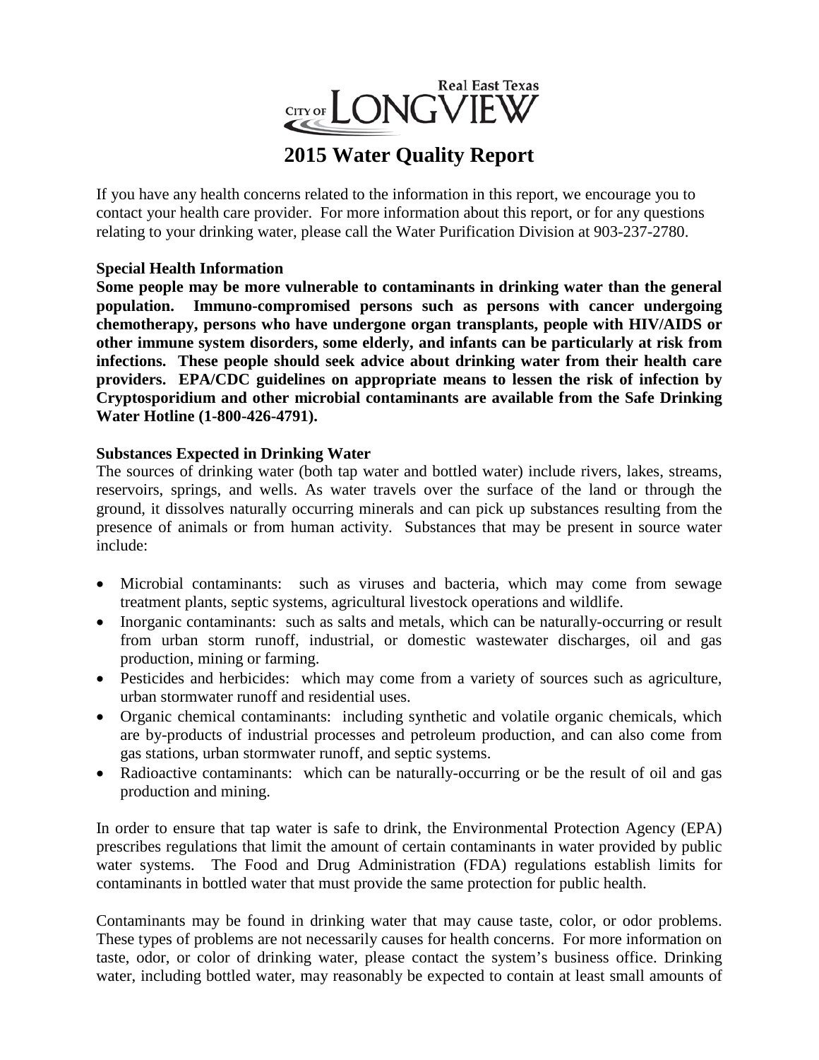Real East Texas

CITY OF LONGVIEW

# 2015 Water Quality Report

If you have any health concerns related to the information in this report, we encourage you to contact your health care provider. For more information about this report, or for any questions relating to your drinking water, please call the Water Purification Division at 903-237-2780.

**Special Health Information**

**Some people may be more vulnerable to contaminants in drinking water than the general population. Immuno-compromised persons such as persons with cancer undergoing chemotherapy, persons who have undergone organ transplants, people with HIV/AIDS or other immune system disorders, some elderly, and infants can be particularly at risk from infections. These people should seek advice about drinking water from their health care providers. EPA/CDC guidelines on appropriate means to lessen the risk of infection by Cryptosporidium and other microbial contaminants are available from the Safe Drinking Water Hotline (1-800-426-4791).**

**Substances Expected in Drinking Water**

The sources of drinking water (both tap water and bottled water) include rivers, lakes, streams, reservoirs, springs, and wells. As water travels over the surface of the land or through the ground, it dissolves naturally occurring minerals and can pick up substances resulting from the presence of animals or from human activity. Substances that may be present in source water include:

- Microbial contaminants: such as viruses and bacteria, which may come from sewage treatment plants, septic systems, agricultural livestock operations and wildlife.
- Inorganic contaminants: such as salts and metals, which can be naturally-occurring or result from urban storm runoff, industrial, or domestic wastewater discharges, oil and gas production, mining or farming.
- Pesticides and herbicides: which may come from a variety of sources such as agriculture, urban stormwater runoff and residential uses.
- Organic chemical contaminants: including synthetic and volatile organic chemicals, which are by-products of industrial processes and petroleum production, and can also come from gas stations, urban stormwater runoff, and septic systems.
- Radioactive contaminants: which can be naturally-occurring or be the result of oil and gas production and mining.

In order to ensure that tap water is safe to drink, the Environmental Protection Agency (EPA) prescribes regulations that limit the amount of certain contaminants in water provided by public water systems. The Food and Drug Administration (FDA) regulations establish limits for contaminants in bottled water that must provide the same protection for public health.

Contaminants may be found in drinking water that may cause taste, color, or odor problems. These types of problems are not necessarily causes for health concerns. For more information on taste, odor, or color of drinking water, please contact the system's business office. Drinking water, including bottled water, may reasonably be expected to contain at least small amounts of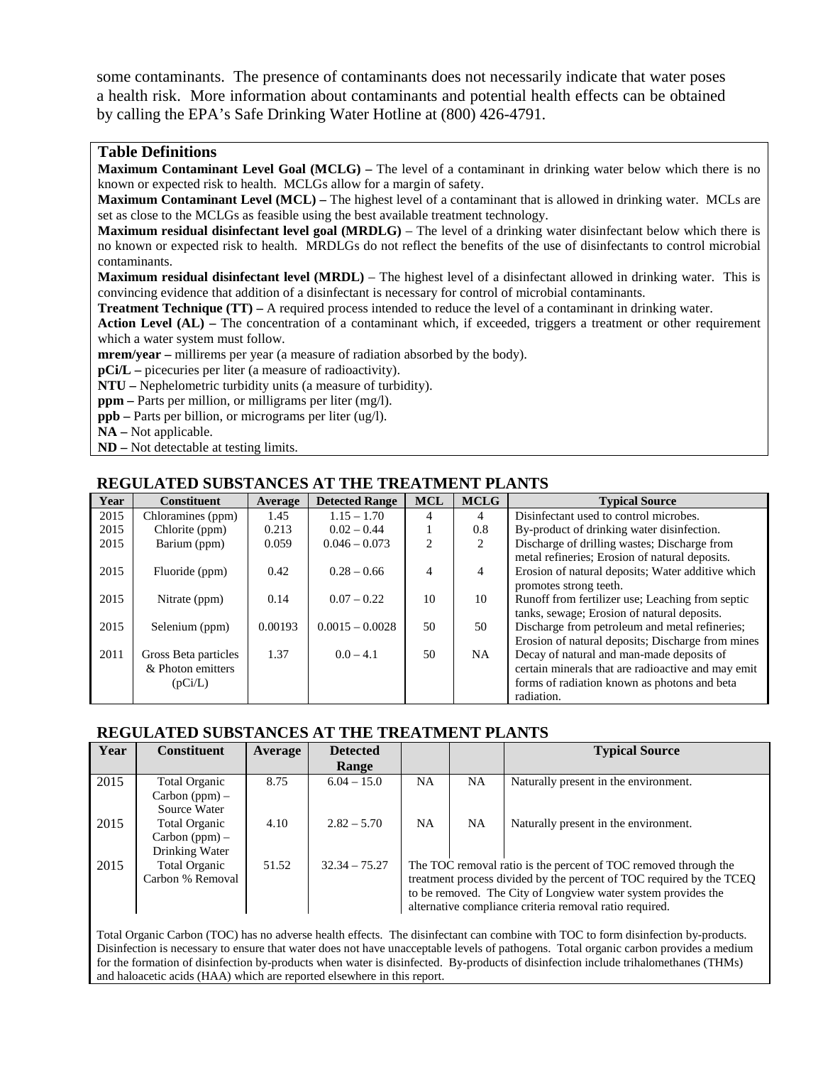some contaminants. The presence of contaminants does not necessarily indicate that water poses a health risk. More information about contaminants and potential health effects can be obtained by calling the EPA's Safe Drinking Water Hotline at (800) 426-4791.

**Table Definitions**

**Maximum Contaminant Level Goal (MCLG) –** The level of a contaminant in drinking water below which there is no known or expected risk to health. MCLGs allow for a margin of safety.

**Maximum Contaminant Level (MCL) –** The highest level of a contaminant that is allowed in drinking water. MCLs are set as close to the MCLGs as feasible using the best available treatment technology.

**Maximum residual disinfectant level goal (MRDLG)** – The level of a drinking water disinfectant below which there is no known or expected risk to health. MRDLGs do not reflect the benefits of the use of disinfectants to control microbial contaminants.

**Maximum residual disinfectant level (MRDL)** – The highest level of a disinfectant allowed in drinking water. This is convincing evidence that addition of a disinfectant is necessary for control of microbial contaminants.

**Treatment Technique (TT) –** A required process intended to reduce the level of a contaminant in drinking water.

**Action Level (AL) –** The concentration of a contaminant which, if exceeded, triggers a treatment or other requirement which a water system must follow.

**mrem/year –** millirems per year (a measure of radiation absorbed by the body).

**pCi/L –** picecuries per liter (a measure of radioactivity).

**NTU –** Nephelometric turbidity units (a measure of turbidity).

**ppm –** Parts per million, or milligrams per liter (mg/l).

**ppb –** Parts per billion, or micrograms per liter (ug/l).

**NA –** Not applicable.

**ND –** Not detectable at testing limits.

## REGULATED SUBSTANCES AT THE TREATMENT PLANTS

| Year | Constituent | Average | Detected Range | MCL | MCLG | Typical Source |
|---|---|---|---|---|---|---|
| 2015 | Chloramines (ppm) | 1.45 | 1.15 – 1.70 | 4 | 4 | Disinfectant used to control microbes. |
| 2015 | Chlorite (ppm) | 0.213 | 0.02 – 0.44 | 1 | 0.8 | By-product of drinking water disinfection. |
| 2015 | Barium (ppm) | 0.059 | 0.046 – 0.073 | 2 | 2 | Discharge of drilling wastes; Discharge from metal refineries; Erosion of natural deposits. |
| 2015 | Fluoride (ppm) | 0.42 | 0.28 – 0.66 | 4 | 4 | Erosion of natural deposits; Water additive which promotes strong teeth. |
| 2015 | Nitrate (ppm) | 0.14 | 0.07 – 0.22 | 10 | 10 | Runoff from fertilizer use; Leaching from septic tanks, sewage; Erosion of natural deposits. |
| 2015 | Selenium (ppm) | 0.00193 | 0.0015 – 0.0028 | 50 | 50 | Discharge from petroleum and metal refineries; Erosion of natural deposits; Discharge from mines |
| 2011 | Gross Beta particles & Photon emitters (pCi/L) | 1.37 | 0.0 – 4.1 | 50 | NA | Decay of natural and man-made deposits of certain minerals that are radioactive and may emit forms of radiation known as photons and beta radiation. |

## REGULATED SUBSTANCES AT THE TREATMENT PLANTS

| Year | Constituent | Average | Detected Range | | | Typical Source |
|---|---|---|---|---|---|---|
| 2015 | Total Organic Carbon (ppm) – Source Water | 8.75 | 6.04 – 15.0 | NA | NA | Naturally present in the environment. |
| 2015 | Total Organic Carbon (ppm) – Drinking Water | 4.10 | 2.82 – 5.70 | NA | NA | Naturally present in the environment. |
| 2015 | Total Organic Carbon % Removal | 51.52 | 32.34 – 75.27 | The TOC removal ratio is the percent of TOC removed through the treatment process divided by the percent of TOC required by the TCEQ to be removed. The City of Longview water system provides the alternative compliance criteria removal ratio required. | | |

Total Organic Carbon (TOC) has no adverse health effects. The disinfectant can combine with TOC to form disinfection by-products. Disinfection is necessary to ensure that water does not have unacceptable levels of pathogens. Total organic carbon provides a medium for the formation of disinfection by-products when water is disinfected. By-products of disinfection include trihalomethanes (THMs) and haloacetic acids (HAA) which are reported elsewhere in this report.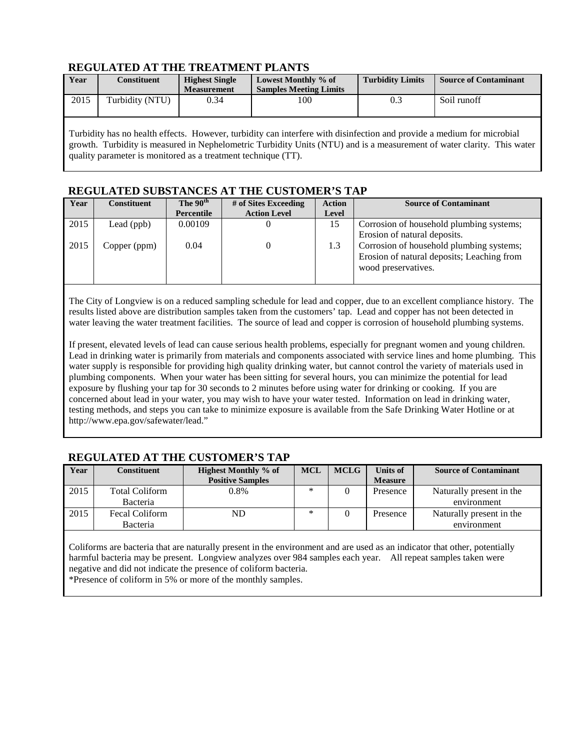## REGULATED AT THE TREATMENT PLANTS

| Year | Constituent | Highest Single Measurement | Lowest Monthly % of Samples Meeting Limits | Turbidity Limits | Source of Contaminant |
|---|---|---|---|---|---|
| 2015 | Turbidity (NTU) | 0.34 | 100 | 0.3 | Soil runoff |

Turbidity has no health effects. However, turbidity can interfere with disinfection and provide a medium for microbial growth. Turbidity is measured in Nephelometric Turbidity Units (NTU) and is a measurement of water clarity. This water quality parameter is monitored as a treatment technique (TT).

## REGULATED SUBSTANCES AT THE CUSTOMER'S TAP

| Year | Constituent | The 90th Percentile | # of Sites Exceeding Action Level | Action Level | Source of Contaminant |
|---|---|---|---|---|---|
| 2015 | Lead (ppb) | 0.00109 | 0 | 15 | Corrosion of household plumbing systems; Erosion of natural deposits. |
| 2015 | Copper (ppm) | 0.04 | 0 | 1.3 | Corrosion of household plumbing systems; Erosion of natural deposits; Leaching from wood preservatives. |

The City of Longview is on a reduced sampling schedule for lead and copper, due to an excellent compliance history. The results listed above are distribution samples taken from the customers' tap. Lead and copper has not been detected in water leaving the water treatment facilities. The source of lead and copper is corrosion of household plumbing systems.

If present, elevated levels of lead can cause serious health problems, especially for pregnant women and young children. Lead in drinking water is primarily from materials and components associated with service lines and home plumbing. This water supply is responsible for providing high quality drinking water, but cannot control the variety of materials used in plumbing components. When your water has been sitting for several hours, you can minimize the potential for lead exposure by flushing your tap for 30 seconds to 2 minutes before using water for drinking or cooking. If you are concerned about lead in your water, you may wish to have your water tested. Information on lead in drinking water, testing methods, and steps you can take to minimize exposure is available from the Safe Drinking Water Hotline or at http://www.epa.gov/safewater/lead."

## REGULATED AT THE CUSTOMER'S TAP

| Year | Constituent | Highest Monthly % of Positive Samples | MCL | MCLG | Units of Measure | Source of Contaminant |
|---|---|---|---|---|---|---|
| 2015 | Total Coliform Bacteria | 0.8% | * | 0 | Presence | Naturally present in the environment |
| 2015 | Fecal Coliform Bacteria | ND | * | 0 | Presence | Naturally present in the environment |

Coliforms are bacteria that are naturally present in the environment and are used as an indicator that other, potentially harmful bacteria may be present. Longview analyzes over 984 samples each year. All repeat samples taken were negative and did not indicate the presence of coliform bacteria.
*Presence of coliform in 5% or more of the monthly samples.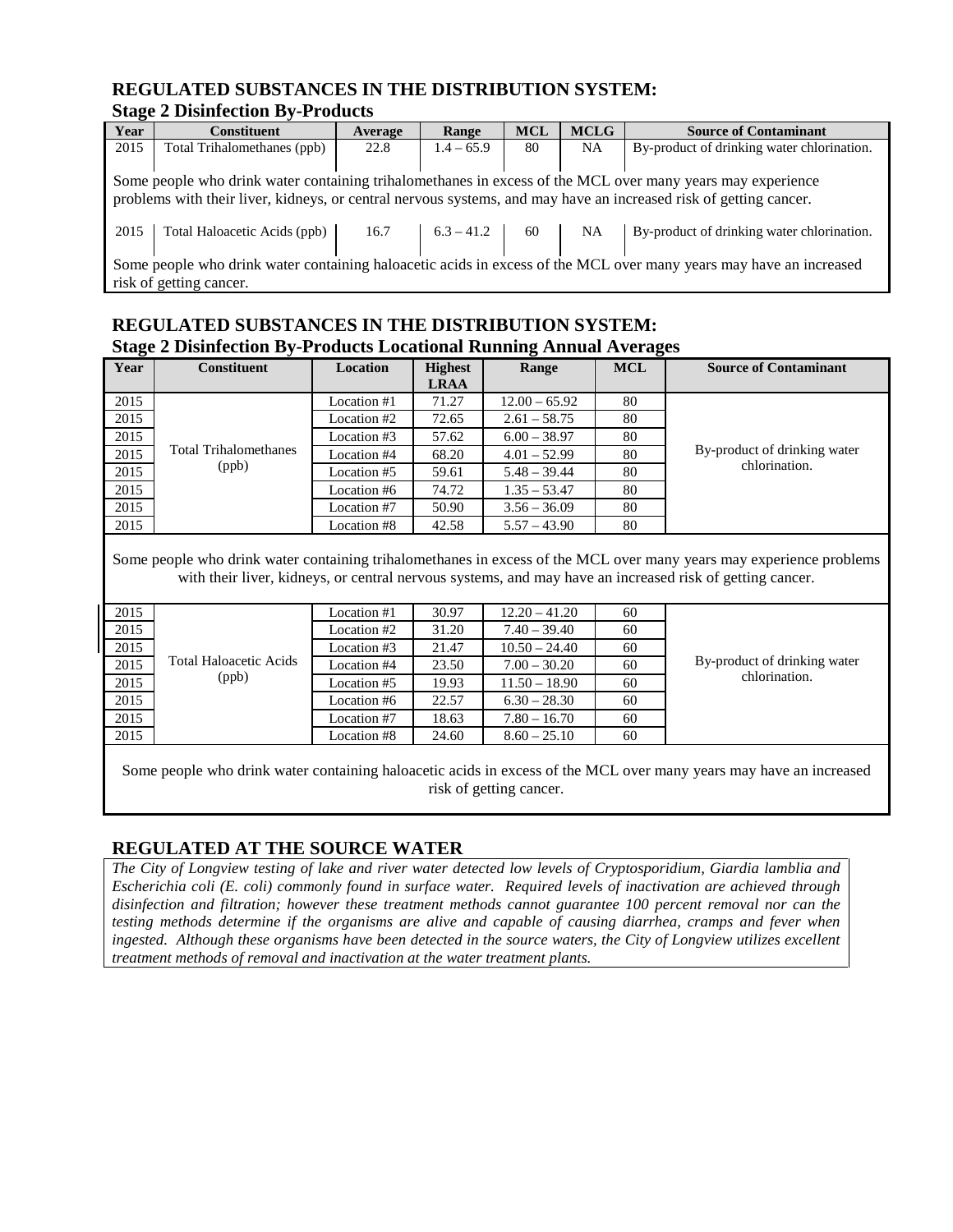## REGULATED SUBSTANCES IN THE DISTRIBUTION SYSTEM:
### Stage 2 Disinfection By-Products

| Year | Constituent | Average | Range | MCL | MCLG | Source of Contaminant |
|---|---|---|---|---|---|---|
| 2015 | Total Trihalomethanes (ppb) | 22.8 | 1.4 – 65.9 | 80 | NA | By-product of drinking water chlorination. |
| Some people who drink water containing trihalomethanes in excess of the MCL over many years may experience problems with their liver, kidneys, or central nervous systems, and may have an increased risk of getting cancer. | | | | | | |
| 2015 | Total Haloacetic Acids (ppb) | 16.7 | 6.3 – 41.2 | 60 | NA | By-product of drinking water chlorination. |
| Some people who drink water containing haloacetic acids in excess of the MCL over many years may have an increased risk of getting cancer. | | | | | | |

## REGULATED SUBSTANCES IN THE DISTRIBUTION SYSTEM:
### Stage 2 Disinfection By-Products Locational Running Annual Averages

| Year | Constituent | Location | Highest LRAA | Range | MCL | Source of Contaminant |
|---|---|---|---|---|---|---|
| 2015 | Total Trihalomethanes (ppb) | Location #1 | 71.27 | 12.00 – 65.92 | 80 | By-product of drinking water chlorination. |
| 2015 | | Location #2 | 72.65 | 2.61 – 58.75 | 80 | |
| 2015 | | Location #3 | 57.62 | 6.00 – 38.97 | 80 | |
| 2015 | | Location #4 | 68.20 | 4.01 – 52.99 | 80 | |
| 2015 | | Location #5 | 59.61 | 5.48 – 39.44 | 80 | |
| 2015 | | Location #6 | 74.72 | 1.35 – 53.47 | 80 | |
| 2015 | | Location #7 | 50.90 | 3.56 – 36.09 | 80 | |
| 2015 | | Location #8 | 42.58 | 5.57 – 43.90 | 80 | |
| Some people who drink water containing trihalomethanes in excess of the MCL over many years may experience problems with their liver, kidneys, or central nervous systems, and may have an increased risk of getting cancer. | | | | | | |
| 2015 | Total Haloacetic Acids (ppb) | Location #1 | 30.97 | 12.20 – 41.20 | 60 | By-product of drinking water chlorination. |
| 2015 | | Location #2 | 31.20 | 7.40 – 39.40 | 60 | |
| 2015 | | Location #3 | 21.47 | 10.50 – 24.40 | 60 | |
| 2015 | | Location #4 | 23.50 | 7.00 – 30.20 | 60 | |
| 2015 | | Location #5 | 19.93 | 11.50 – 18.90 | 60 | |
| 2015 | | Location #6 | 22.57 | 6.30 – 28.30 | 60 | |
| 2015 | | Location #7 | 18.63 | 7.80 – 16.70 | 60 | |
| 2015 | | Location #8 | 24.60 | 8.60 – 25.10 | 60 | |
| Some people who drink water containing haloacetic acids in excess of the MCL over many years may have an increased risk of getting cancer. | | | | | | |

## REGULATED AT THE SOURCE WATER

*The City of Longview testing of lake and river water detected low levels of Cryptosporidium, Giardia lamblia and Escherichia coli (E. coli) commonly found in surface water. Required levels of inactivation are achieved through disinfection and filtration; however these treatment methods cannot guarantee 100 percent removal nor can the testing methods determine if the organisms are alive and capable of causing diarrhea, cramps and fever when ingested. Although these organisms have been detected in the source waters, the City of Longview utilizes excellent treatment methods of removal and inactivation at the water treatment plants.*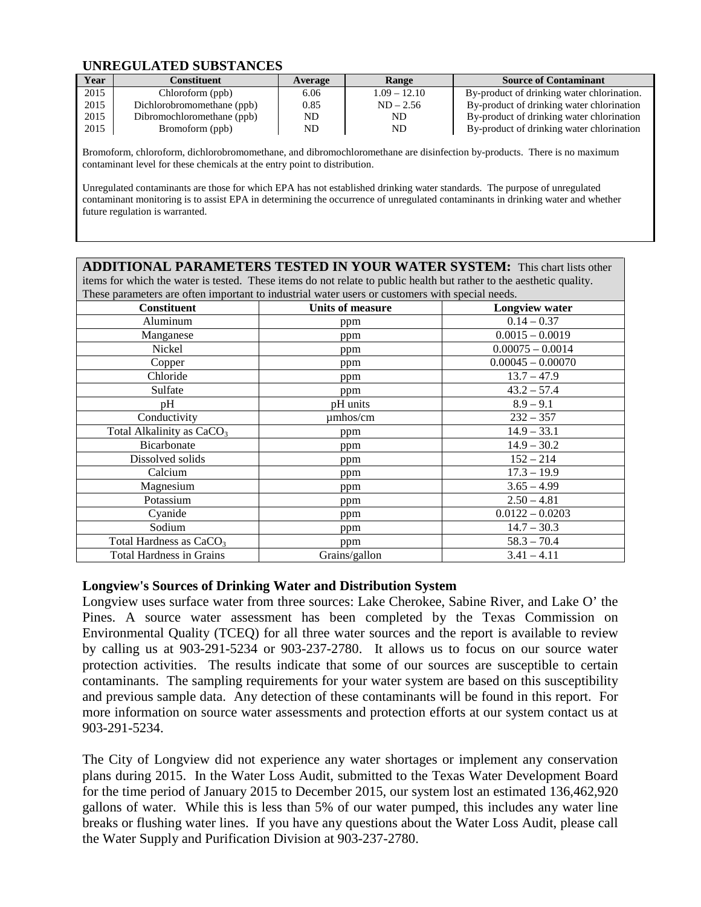## UNREGULATED SUBSTANCES

| Year | Constituent | Average | Range | Source of Contaminant |
|---|---|---|---|---|
| 2015 | Chloroform (ppb) | 6.06 | 1.09 – 12.10 | By-product of drinking water chlorination. |
| 2015 | Dichlorobromomethane (ppb) | 0.85 | ND – 2.56 | By-product of drinking water chlorination |
| 2015 | Dibromochloromethane (ppb) | ND | ND | By-product of drinking water chlorination |
| 2015 | Bromoform (ppb) | ND | ND | By-product of drinking water chlorination |

Bromoform, chloroform, dichlorobromomethane, and dibromochloromethane are disinfection by-products. There is no maximum contaminant level for these chemicals at the entry point to distribution.

Unregulated contaminants are those for which EPA has not established drinking water standards. The purpose of unregulated contaminant monitoring is to assist EPA in determining the occurrence of unregulated contaminants in drinking water and whether future regulation is warranted.

**ADDITIONAL PARAMETERS TESTED IN YOUR WATER SYSTEM:** This chart lists other items for which the water is tested. These items do not relate to public health but rather to the aesthetic quality. These parameters are often important to industrial water users or customers with special needs.

| Constituent | Units of measure | Longview water |
|---|---|---|
| Aluminum | ppm | 0.14 – 0.37 |
| Manganese | ppm | 0.0015 – 0.0019 |
| Nickel | ppm | 0.00075 – 0.0014 |
| Copper | ppm | 0.00045 – 0.00070 |
| Chloride | ppm | 13.7 – 47.9 |
| Sulfate | ppm | 43.2 – 57.4 |
| pH | pH units | 8.9 – 9.1 |
| Conductivity | µmhos/cm | 232 – 357 |
| Total Alkalinity as $CaCO_3$ | ppm | 14.9 – 33.1 |
| Bicarbonate | ppm | 14.9 – 30.2 |
| Dissolved solids | ppm | 152 – 214 |
| Calcium | ppm | 17.3 – 19.9 |
| Magnesium | ppm | 3.65 – 4.99 |
| Potassium | ppm | 2.50 – 4.81 |
| Cyanide | ppm | 0.0122 – 0.0203 |
| Sodium | ppm | 14.7 – 30.3 |
| Total Hardness as $CaCO_3$ | ppm | 58.3 – 70.4 |
| Total Hardness in Grains | Grains/gallon | 3.41 – 4.11 |

### Longview's Sources of Drinking Water and Distribution System

Longview uses surface water from three sources: Lake Cherokee, Sabine River, and Lake O' the Pines. A source water assessment has been completed by the Texas Commission on Environmental Quality (TCEQ) for all three water sources and the report is available to review by calling us at 903-291-5234 or 903-237-2780. It allows us to focus on our source water protection activities. The results indicate that some of our sources are susceptible to certain contaminants. The sampling requirements for your water system are based on this susceptibility and previous sample data. Any detection of these contaminants will be found in this report. For more information on source water assessments and protection efforts at our system contact us at 903-291-5234.

The City of Longview did not experience any water shortages or implement any conservation plans during 2015. In the Water Loss Audit, submitted to the Texas Water Development Board for the time period of January 2015 to December 2015, our system lost an estimated 136,462,920 gallons of water. While this is less than 5% of our water pumped, this includes any water line breaks or flushing water lines. If you have any questions about the Water Loss Audit, please call the Water Supply and Purification Division at 903-237-2780.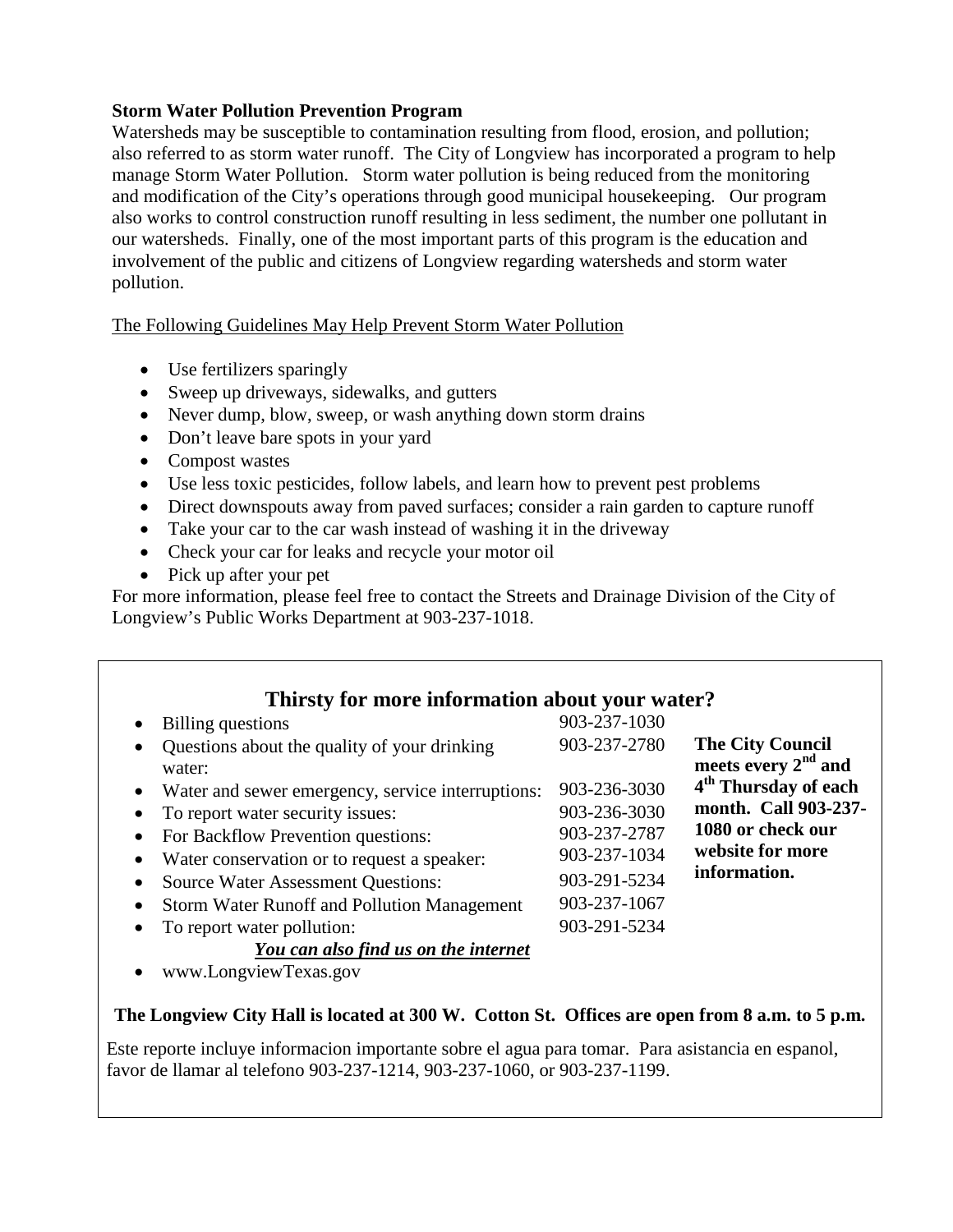**Storm Water Pollution Prevention Program**

Watersheds may be susceptible to contamination resulting from flood, erosion, and pollution; also referred to as storm water runoff. The City of Longview has incorporated a program to help manage Storm Water Pollution. Storm water pollution is being reduced from the monitoring and modification of the City's operations through good municipal housekeeping. Our program also works to control construction runoff resulting in less sediment, the number one pollutant in our watersheds. Finally, one of the most important parts of this program is the education and involvement of the public and citizens of Longview regarding watersheds and storm water pollution.

The Following Guidelines May Help Prevent Storm Water Pollution

- Use fertilizers sparingly
- Sweep up driveways, sidewalks, and gutters
- Never dump, blow, sweep, or wash anything down storm drains
- Don't leave bare spots in your yard
- Compost wastes
- Use less toxic pesticides, follow labels, and learn how to prevent pest problems
- Direct downspouts away from paved surfaces; consider a rain garden to capture runoff
- Take your car to the car wash instead of washing it in the driveway
- Check your car for leaks and recycle your motor oil
- Pick up after your pet

For more information, please feel free to contact the Streets and Drainage Division of the City of Longview's Public Works Department at 903-237-1018.

## Thirsty for more information about your water?

| | |
|---|---|
| Billing questions | 903-237-1030 |
| Questions about the quality of your drinking water: | 903-237-2780 |
| Water and sewer emergency, service interruptions: | 903-236-3030 |
| To report water security issues: | 903-236-3030 |
| For Backflow Prevention questions: | 903-237-2787 |
| Water conservation or to request a speaker: | 903-237-1034 |
| Source Water Assessment Questions: | 903-291-5234 |
| Storm Water Runoff and Pollution Management | 903-237-1067 |
| To report water pollution: | 903-291-5234 |

**The City Council meets every 2nd and 4th Thursday of each month. Call 903-237-1080 or check our website for more information.**

***You can also find us on the internet***

- www.LongviewTexas.gov

**The Longview City Hall is located at 300 W. Cotton St. Offices are open from 8 a.m. to 5 p.m.**

Este reporte incluye informacion importante sobre el agua para tomar. Para asistancia en espanol, favor de llamar al telefono 903-237-1214, 903-237-1060, or 903-237-1199.